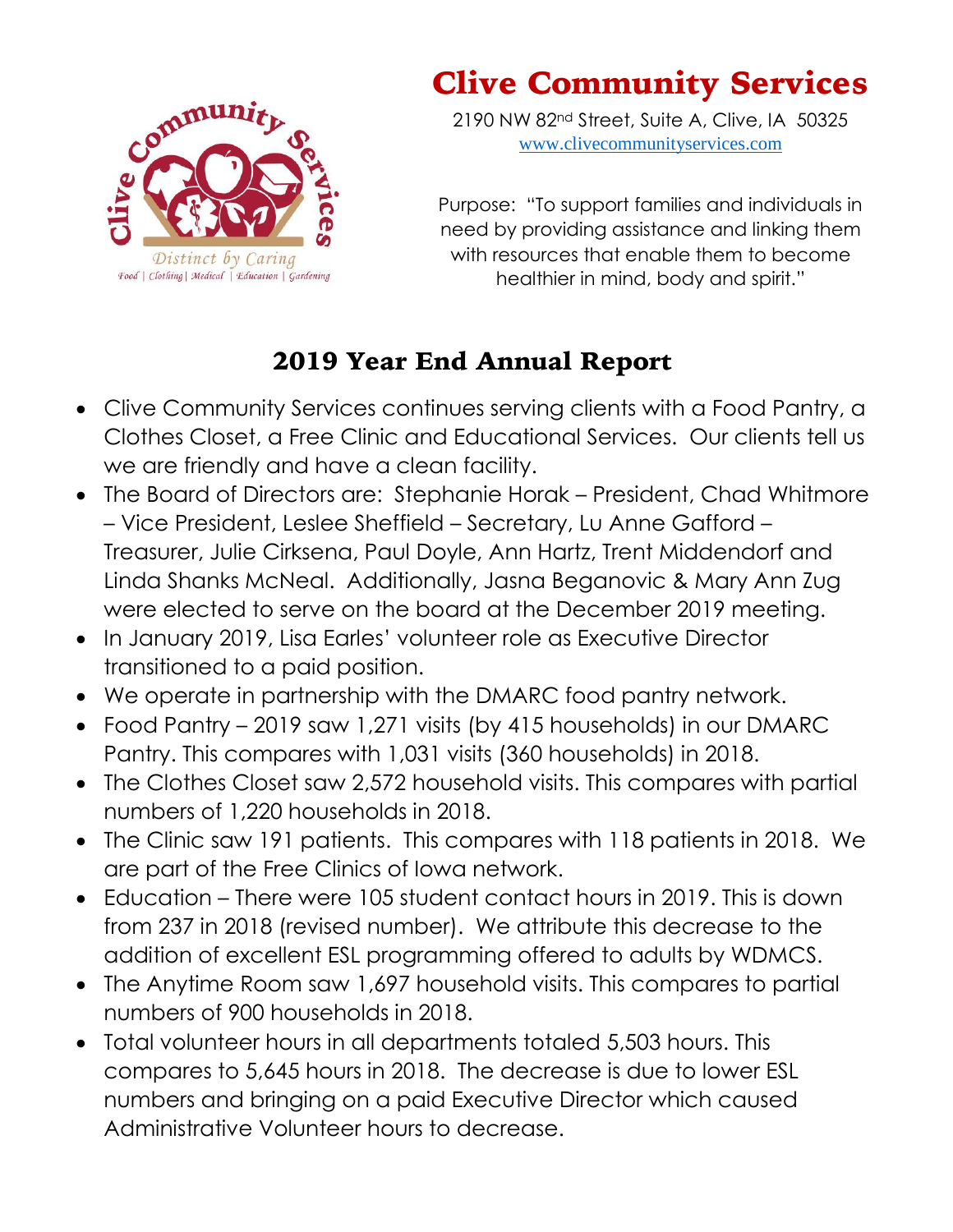# Clive Community Services

2190 NW 82nd Street, Suite A, Clive, IA 50325
www.clivecommunityservices.com

Purpose: "To support families and individuals in need by providing assistance and linking them with resources that enable them to become healthier in mind, body and spirit."

## 2019 Year End Annual Report

- Clive Community Services continues serving clients with a Food Pantry, a Clothes Closet, a Free Clinic and Educational Services. Our clients tell us we are friendly and have a clean facility.
- The Board of Directors are: Stephanie Horak – President, Chad Whitmore – Vice President, Leslee Sheffield – Secretary, Lu Anne Gafford – Treasurer, Julie Cirksena, Paul Doyle, Ann Hartz, Trent Middendorf and Linda Shanks McNeal. Additionally, Jasna Beganovic & Mary Ann Zug were elected to serve on the board at the December 2019 meeting.
- In January 2019, Lisa Earles' volunteer role as Executive Director transitioned to a paid position.
- We operate in partnership with the DMARC food pantry network.
- Food Pantry – 2019 saw 1,271 visits (by 415 households) in our DMARC Pantry. This compares with 1,031 visits (360 households) in 2018.
- The Clothes Closet saw 2,572 household visits. This compares with partial numbers of 1,220 households in 2018.
- The Clinic saw 191 patients. This compares with 118 patients in 2018. We are part of the Free Clinics of Iowa network.
- Education – There were 105 student contact hours in 2019. This is down from 237 in 2018 (revised number). We attribute this decrease to the addition of excellent ESL programming offered to adults by WDMCS.
- The Anytime Room saw 1,697 household visits. This compares to partial numbers of 900 households in 2018.
- Total volunteer hours in all departments totaled 5,503 hours. This compares to 5,645 hours in 2018. The decrease is due to lower ESL numbers and bringing on a paid Executive Director which caused Administrative Volunteer hours to decrease.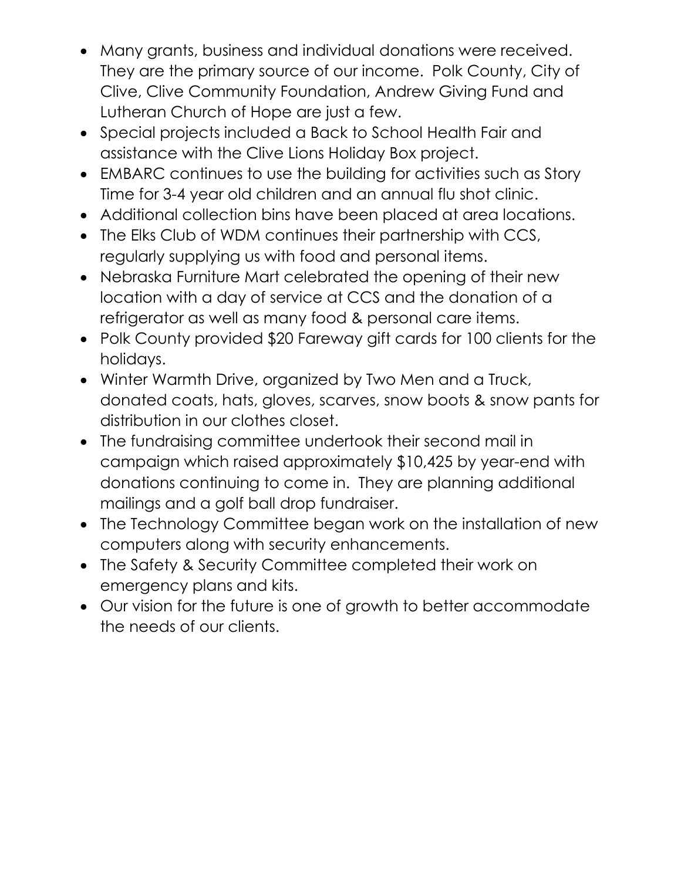- Many grants, business and individual donations were received. They are the primary source of our income. Polk County, City of Clive, Clive Community Foundation, Andrew Giving Fund and Lutheran Church of Hope are just a few.
- Special projects included a Back to School Health Fair and assistance with the Clive Lions Holiday Box project.
- EMBARC continues to use the building for activities such as Story Time for 3-4 year old children and an annual flu shot clinic.
- Additional collection bins have been placed at area locations.
- The Elks Club of WDM continues their partnership with CCS, regularly supplying us with food and personal items.
- Nebraska Furniture Mart celebrated the opening of their new location with a day of service at CCS and the donation of a refrigerator as well as many food & personal care items.
- Polk County provided $20 Fareway gift cards for 100 clients for the holidays.
- Winter Warmth Drive, organized by Two Men and a Truck, donated coats, hats, gloves, scarves, snow boots & snow pants for distribution in our clothes closet.
- The fundraising committee undertook their second mail in campaign which raised approximately $10,425 by year-end with donations continuing to come in. They are planning additional mailings and a golf ball drop fundraiser.
- The Technology Committee began work on the installation of new computers along with security enhancements.
- The Safety & Security Committee completed their work on emergency plans and kits.
- Our vision for the future is one of growth to better accommodate the needs of our clients.